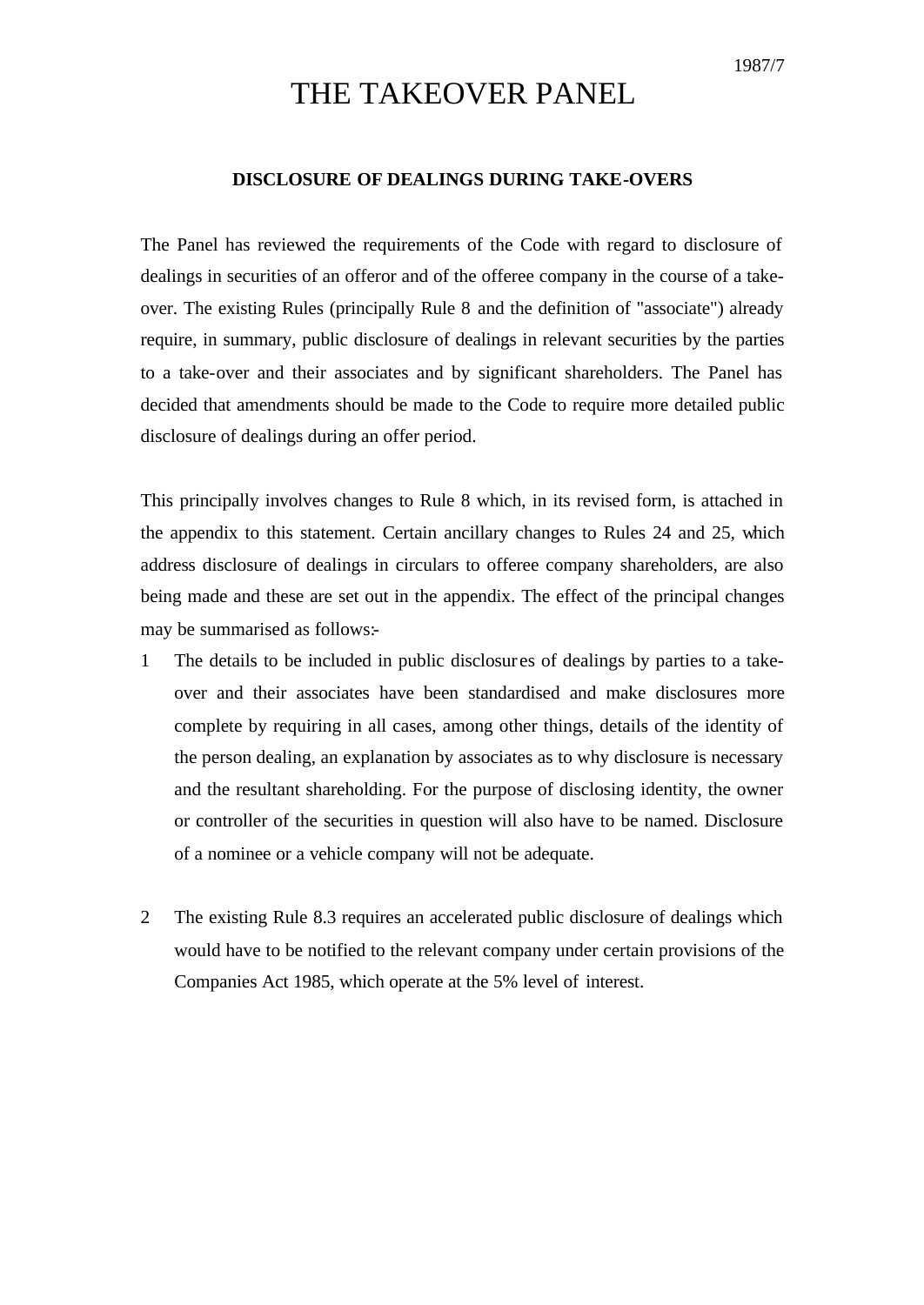1987/7

# THE TAKEOVER PANEL

## DISCLOSURE OF DEALINGS DURING TAKE-OVERS

The Panel has reviewed the requirements of the Code with regard to disclosure of dealings in securities of an offeror and of the offeree company in the course of a take-over. The existing Rules (principally Rule 8 and the definition of "associate") already require, in summary, public disclosure of dealings in relevant securities by the parties to a take-over and their associates and by significant shareholders. The Panel has decided that amendments should be made to the Code to require more detailed public disclosure of dealings during an offer period.

This principally involves changes to Rule 8 which, in its revised form, is attached in the appendix to this statement. Certain ancillary changes to Rules 24 and 25, which address disclosure of dealings in circulars to offeree company shareholders, are also being made and these are set out in the appendix. The effect of the principal changes may be summarised as follows:-

1. The details to be included in public disclosures of dealings by parties to a take-over and their associates have been standardised and make disclosures more complete by requiring in all cases, among other things, details of the identity of the person dealing, an explanation by associates as to why disclosure is necessary and the resultant shareholding. For the purpose of disclosing identity, the owner or controller of the securities in question will also have to be named. Disclosure of a nominee or a vehicle company will not be adequate.

2. The existing Rule 8.3 requires an accelerated public disclosure of dealings which would have to be notified to the relevant company under certain provisions of the Companies Act 1985, which operate at the 5% level of interest.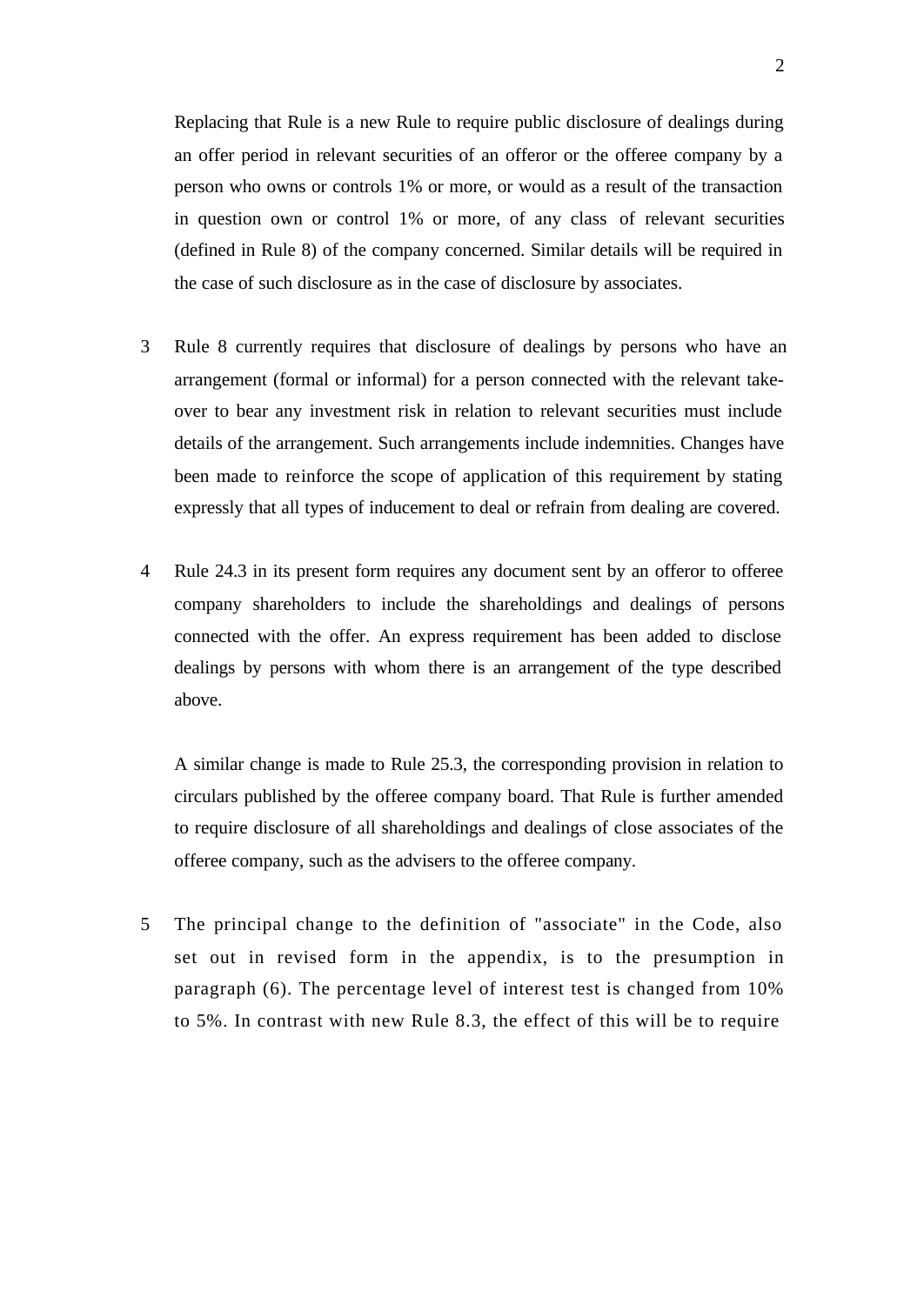Replacing that Rule is a new Rule to require public disclosure of dealings during an offer period in relevant securities of an offeror or the offeree company by a person who owns or controls 1% or more, or would as a result of the transaction in question own or control 1% or more, of any class of relevant securities (defined in Rule 8) of the company concerned. Similar details will be required in the case of such disclosure as in the case of disclosure by associates.

3 Rule 8 currently requires that disclosure of dealings by persons who have an arrangement (formal or informal) for a person connected with the relevant take-over to bear any investment risk in relation to relevant securities must include details of the arrangement. Such arrangements include indemnities. Changes have been made to reinforce the scope of application of this requirement by stating expressly that all types of inducement to deal or refrain from dealing are covered.

4 Rule 24.3 in its present form requires any document sent by an offeror to offeree company shareholders to include the shareholdings and dealings of persons connected with the offer. An express requirement has been added to disclose dealings by persons with whom there is an arrangement of the type described above.

A similar change is made to Rule 25.3, the corresponding provision in relation to circulars published by the offeree company board. That Rule is further amended to require disclosure of all shareholdings and dealings of close associates of the offeree company, such as the advisers to the offeree company.

5 The principal change to the definition of "associate" in the Code, also set out in revised form in the appendix, is to the presumption in paragraph (6). The percentage level of interest test is changed from 10% to 5%. In contrast with new Rule 8.3, the effect of this will be to require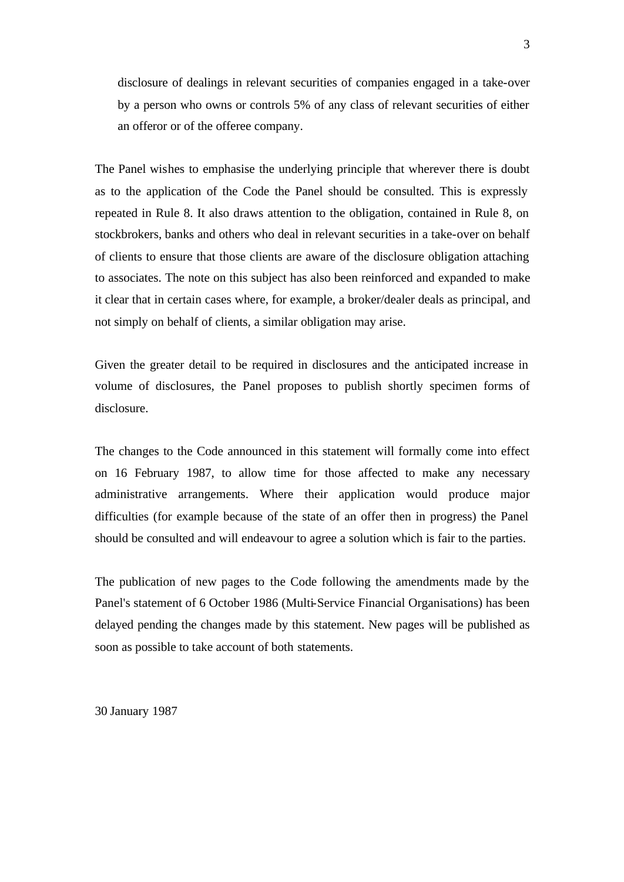disclosure of dealings in relevant securities of companies engaged in a take-over by a person who owns or controls 5% of any class of relevant securities of either an offeror or of the offeree company.

The Panel wishes to emphasise the underlying principle that wherever there is doubt as to the application of the Code the Panel should be consulted. This is expressly repeated in Rule 8. It also draws attention to the obligation, contained in Rule 8, on stockbrokers, banks and others who deal in relevant securities in a take-over on behalf of clients to ensure that those clients are aware of the disclosure obligation attaching to associates. The note on this subject has also been reinforced and expanded to make it clear that in certain cases where, for example, a broker/dealer deals as principal, and not simply on behalf of clients, a similar obligation may arise.

Given the greater detail to be required in disclosures and the anticipated increase in volume of disclosures, the Panel proposes to publish shortly specimen forms of disclosure.

The changes to the Code announced in this statement will formally come into effect on 16 February 1987, to allow time for those affected to make any necessary administrative arrangements. Where their application would produce major difficulties (for example because of the state of an offer then in progress) the Panel should be consulted and will endeavour to agree a solution which is fair to the parties.

The publication of new pages to the Code following the amendments made by the Panel's statement of 6 October 1986 (Multi-Service Financial Organisations) has been delayed pending the changes made by this statement. New pages will be published as soon as possible to take account of both statements.

30 January 1987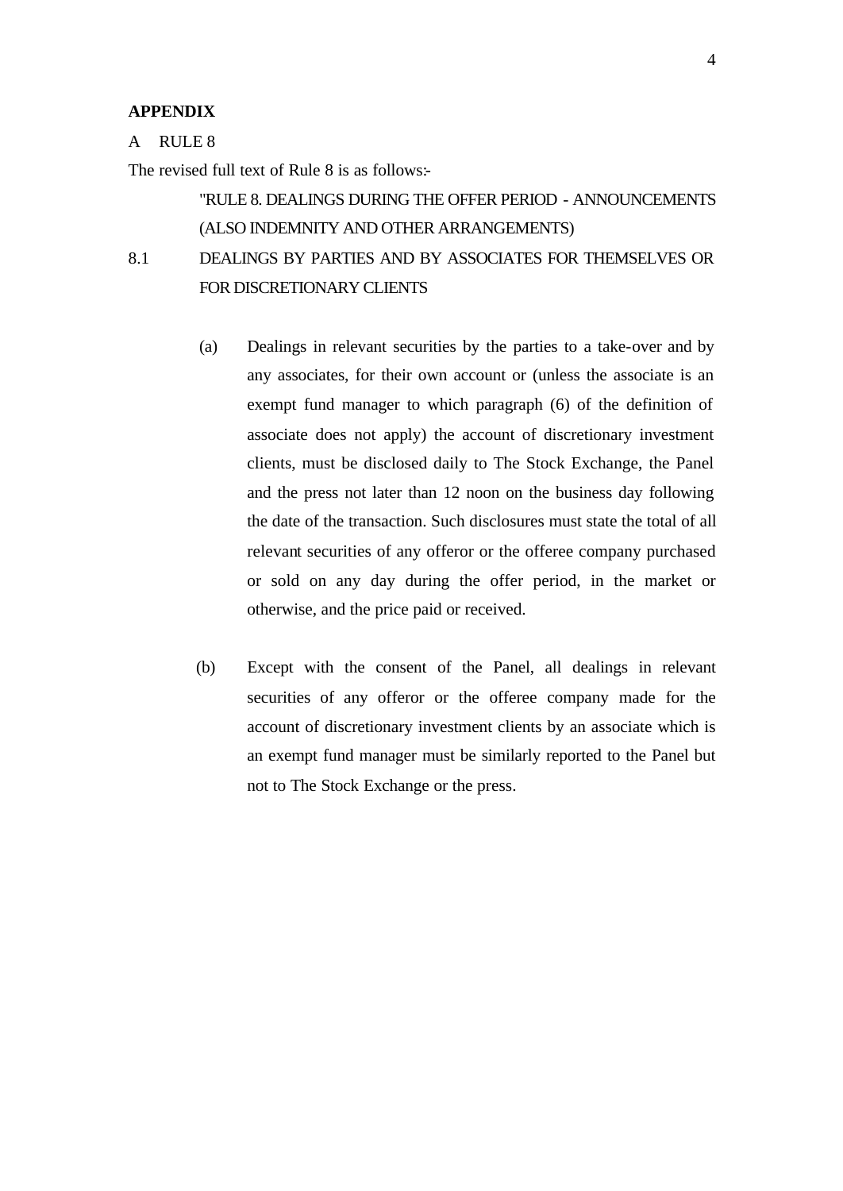**APPENDIX**

A RULE 8

The revised full text of Rule 8 is as follows:-

"RULE 8. DEALINGS DURING THE OFFER PERIOD - ANNOUNCEMENTS (ALSO INDEMNITY AND OTHER ARRANGEMENTS)

8.1 DEALINGS BY PARTIES AND BY ASSOCIATES FOR THEMSELVES OR FOR DISCRETIONARY CLIENTS

(a) Dealings in relevant securities by the parties to a take-over and by any associates, for their own account or (unless the associate is an exempt fund manager to which paragraph (6) of the definition of associate does not apply) the account of discretionary investment clients, must be disclosed daily to The Stock Exchange, the Panel and the press not later than 12 noon on the business day following the date of the transaction. Such disclosures must state the total of all relevant securities of any offeror or the offeree company purchased or sold on any day during the offer period, in the market or otherwise, and the price paid or received.

(b) Except with the consent of the Panel, all dealings in relevant securities of any offeror or the offeree company made for the account of discretionary investment clients by an associate which is an exempt fund manager must be similarly reported to the Panel but not to The Stock Exchange or the press.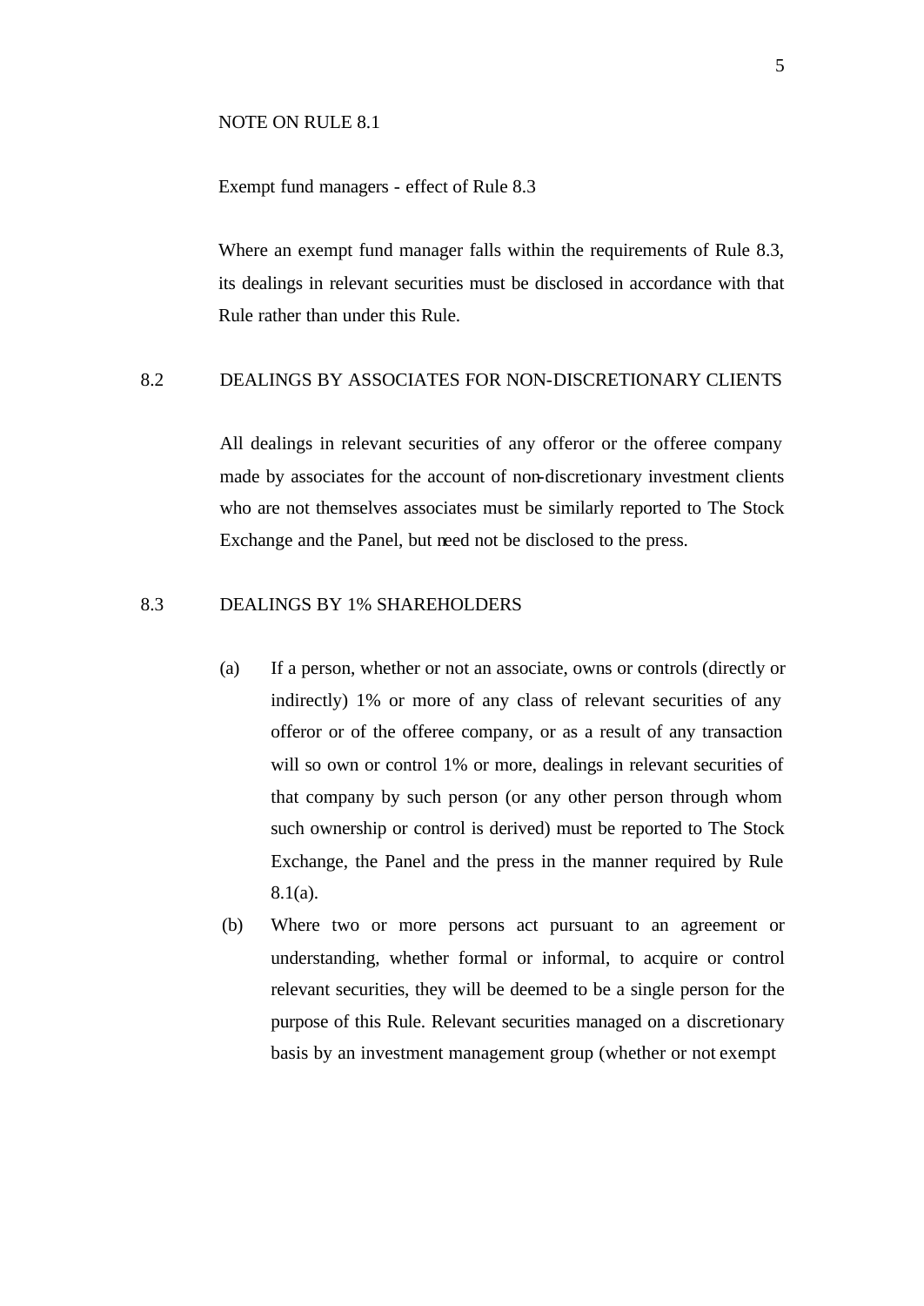NOTE ON RULE 8.1

Exempt fund managers - effect of Rule 8.3

Where an exempt fund manager falls within the requirements of Rule 8.3, its dealings in relevant securities must be disclosed in accordance with that Rule rather than under this Rule.

## 8.2 DEALINGS BY ASSOCIATES FOR NON-DISCRETIONARY CLIENTS

All dealings in relevant securities of any offeror or the offeree company made by associates for the account of non-discretionary investment clients who are not themselves associates must be similarly reported to The Stock Exchange and the Panel, but need not be disclosed to the press.

## 8.3 DEALINGS BY 1% SHAREHOLDERS

(a) If a person, whether or not an associate, owns or controls (directly or indirectly) 1% or more of any class of relevant securities of any offeror or of the offeree company, or as a result of any transaction will so own or control 1% or more, dealings in relevant securities of that company by such person (or any other person through whom such ownership or control is derived) must be reported to The Stock Exchange, the Panel and the press in the manner required by Rule 8.1(a).

(b) Where two or more persons act pursuant to an agreement or understanding, whether formal or informal, to acquire or control relevant securities, they will be deemed to be a single person for the purpose of this Rule. Relevant securities managed on a discretionary basis by an investment management group (whether or not exempt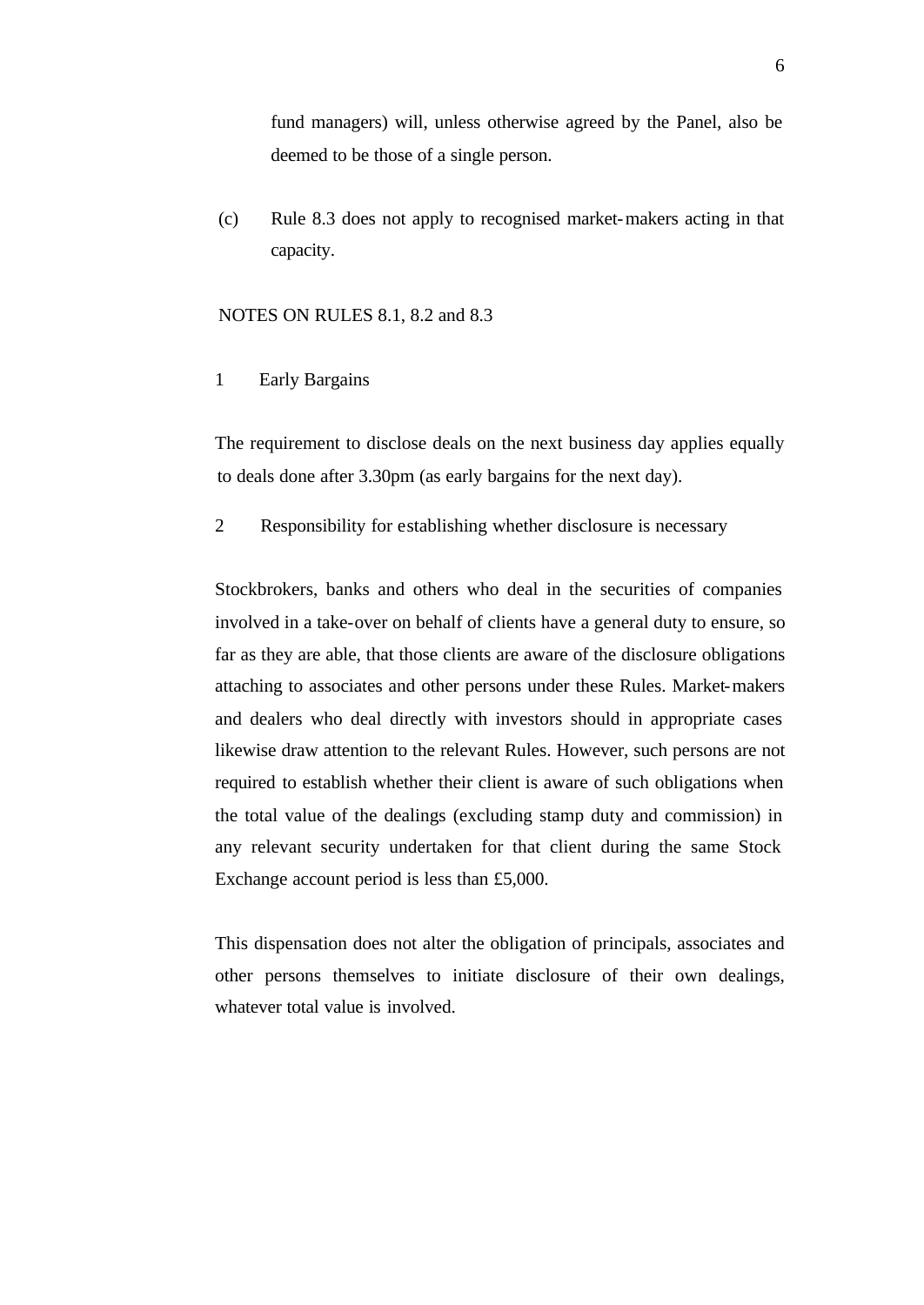fund managers) will, unless otherwise agreed by the Panel, also be deemed to be those of a single person.

(c) Rule 8.3 does not apply to recognised market-makers acting in that capacity.

NOTES ON RULES 8.1, 8.2 and 8.3

1 Early Bargains

The requirement to disclose deals on the next business day applies equally to deals done after 3.30pm (as early bargains for the next day).

2 Responsibility for establishing whether disclosure is necessary

Stockbrokers, banks and others who deal in the securities of companies involved in a take-over on behalf of clients have a general duty to ensure, so far as they are able, that those clients are aware of the disclosure obligations attaching to associates and other persons under these Rules. Market-makers and dealers who deal directly with investors should in appropriate cases likewise draw attention to the relevant Rules. However, such persons are not required to establish whether their client is aware of such obligations when the total value of the dealings (excluding stamp duty and commission) in any relevant security undertaken for that client during the same Stock Exchange account period is less than £5,000.

This dispensation does not alter the obligation of principals, associates and other persons themselves to initiate disclosure of their own dealings, whatever total value is involved.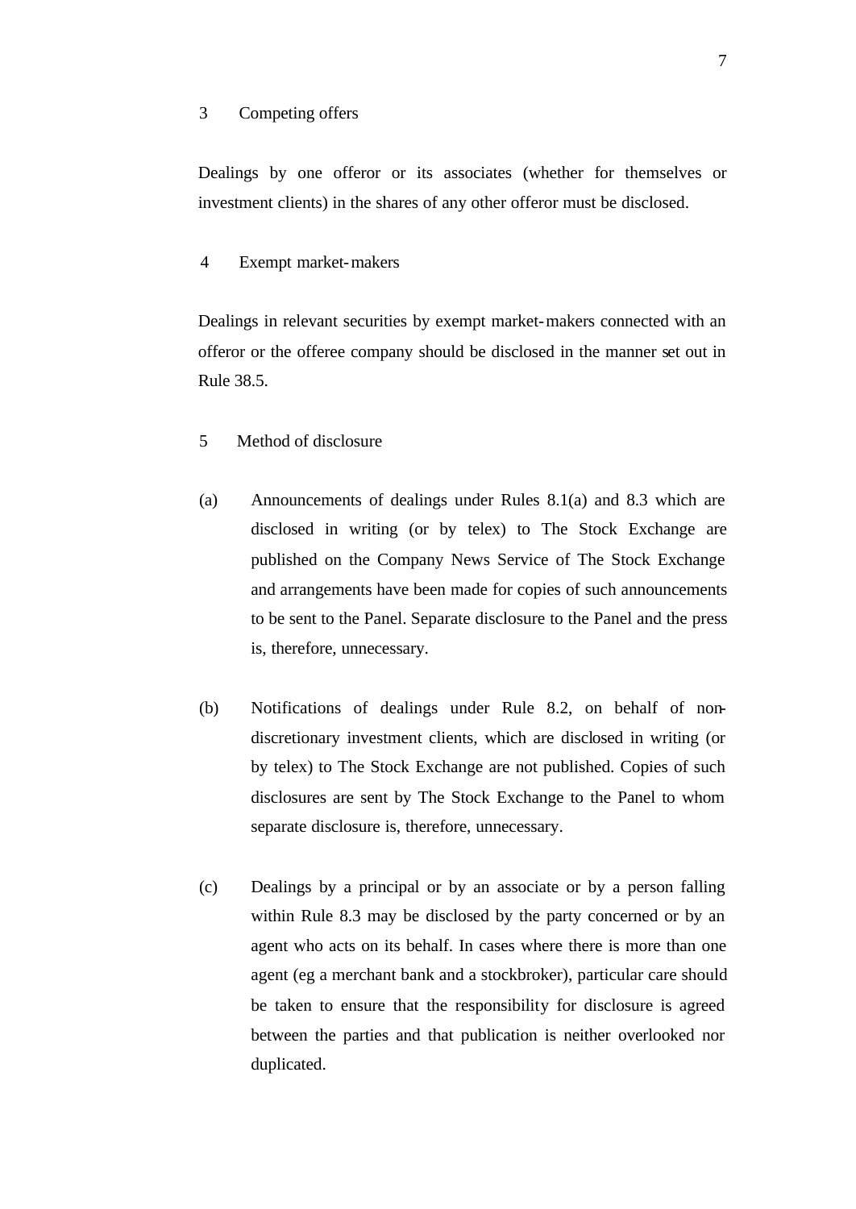3 Competing offers

Dealings by one offeror or its associates (whether for themselves or investment clients) in the shares of any other offeror must be disclosed.

4 Exempt market-makers

Dealings in relevant securities by exempt market-makers connected with an offeror or the offeree company should be disclosed in the manner set out in Rule 38.5.

5 Method of disclosure

(a) Announcements of dealings under Rules 8.1(a) and 8.3 which are disclosed in writing (or by telex) to The Stock Exchange are published on the Company News Service of The Stock Exchange and arrangements have been made for copies of such announcements to be sent to the Panel. Separate disclosure to the Panel and the press is, therefore, unnecessary.

(b) Notifications of dealings under Rule 8.2, on behalf of non-discretionary investment clients, which are disclosed in writing (or by telex) to The Stock Exchange are not published. Copies of such disclosures are sent by The Stock Exchange to the Panel to whom separate disclosure is, therefore, unnecessary.

(c) Dealings by a principal or by an associate or by a person falling within Rule 8.3 may be disclosed by the party concerned or by an agent who acts on its behalf. In cases where there is more than one agent (eg a merchant bank and a stockbroker), particular care should be taken to ensure that the responsibility for disclosure is agreed between the parties and that publication is neither overlooked nor duplicated.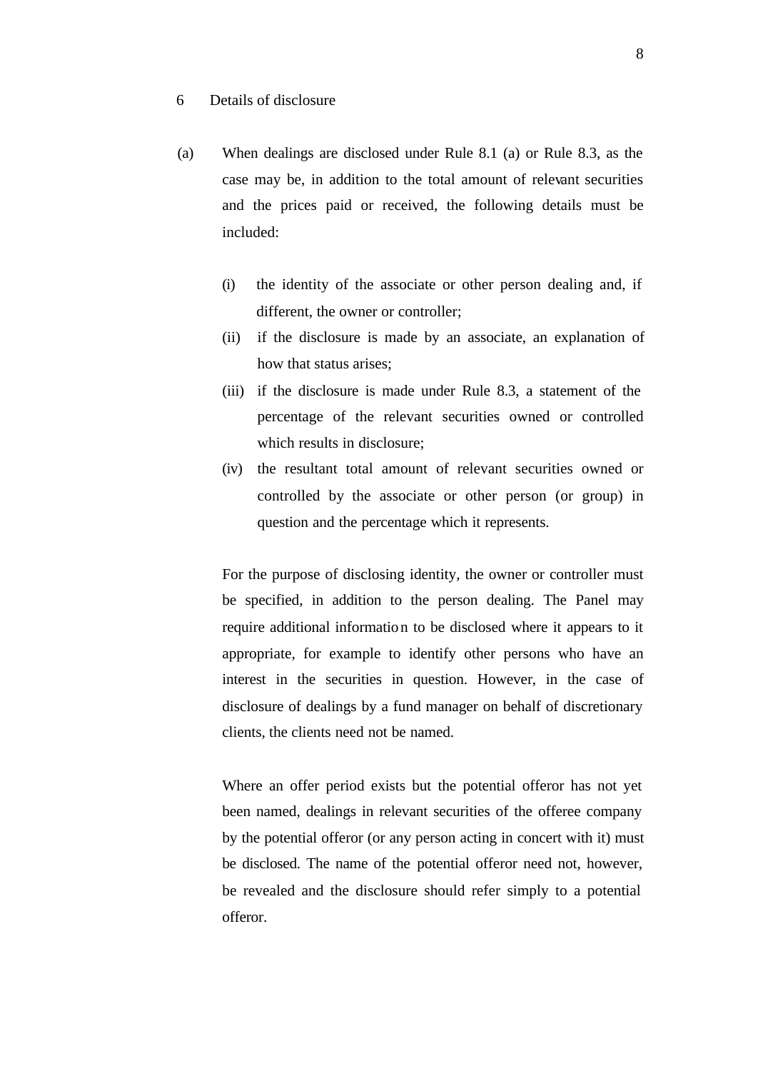## 6 Details of disclosure

(a) When dealings are disclosed under Rule 8.1 (a) or Rule 8.3, as the case may be, in addition to the total amount of relevant securities and the prices paid or received, the following details must be included:

- (i) the identity of the associate or other person dealing and, if different, the owner or controller;
- (ii) if the disclosure is made by an associate, an explanation of how that status arises;
- (iii) if the disclosure is made under Rule 8.3, a statement of the percentage of the relevant securities owned or controlled which results in disclosure;
- (iv) the resultant total amount of relevant securities owned or controlled by the associate or other person (or group) in question and the percentage which it represents.

For the purpose of disclosing identity, the owner or controller must be specified, in addition to the person dealing. The Panel may require additional information to be disclosed where it appears to it appropriate, for example to identify other persons who have an interest in the securities in question. However, in the case of disclosure of dealings by a fund manager on behalf of discretionary clients, the clients need not be named.

Where an offer period exists but the potential offeror has not yet been named, dealings in relevant securities of the offeree company by the potential offeror (or any person acting in concert with it) must be disclosed. The name of the potential offeror need not, however, be revealed and the disclosure should refer simply to a potential offeror.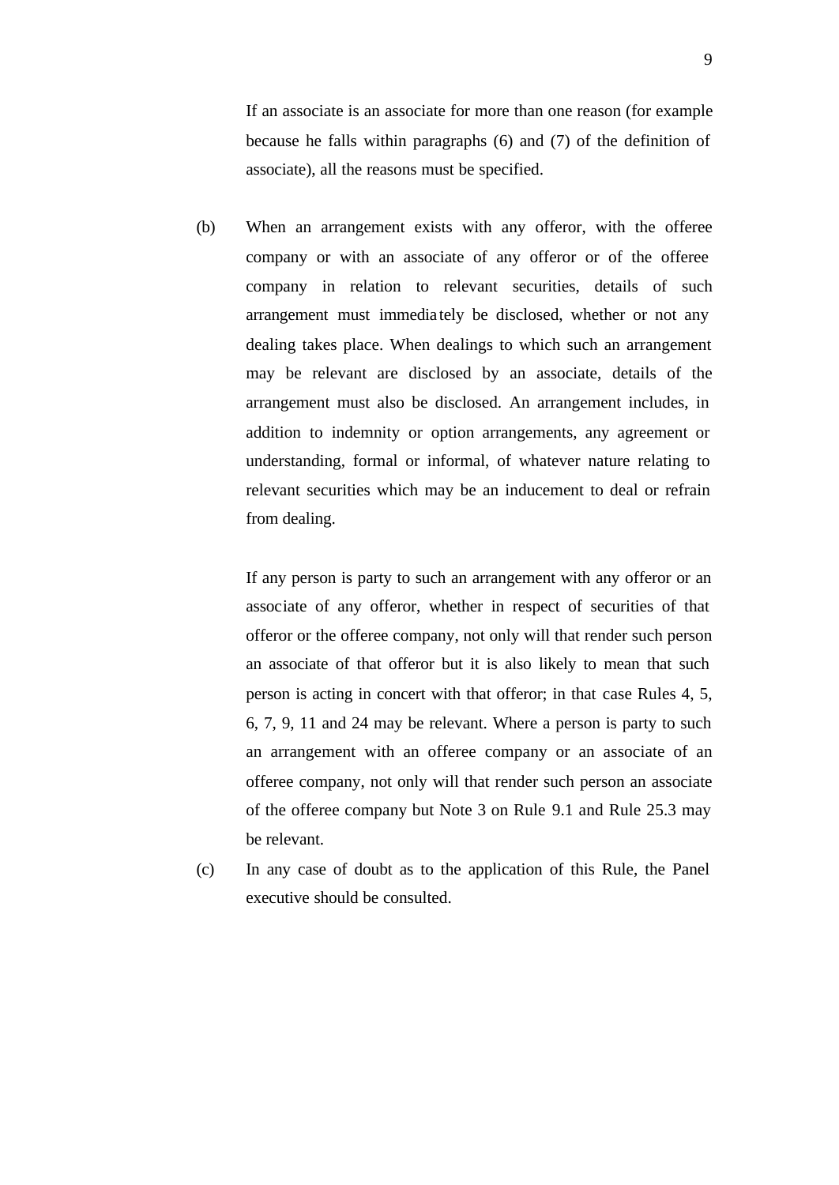If an associate is an associate for more than one reason (for example because he falls within paragraphs (6) and (7) of the definition of associate), all the reasons must be specified.

(b) When an arrangement exists with any offeror, with the offeree company or with an associate of any offeror or of the offeree company in relation to relevant securities, details of such arrangement must immediately be disclosed, whether or not any dealing takes place. When dealings to which such an arrangement may be relevant are disclosed by an associate, details of the arrangement must also be disclosed. An arrangement includes, in addition to indemnity or option arrangements, any agreement or understanding, formal or informal, of whatever nature relating to relevant securities which may be an inducement to deal or refrain from dealing.

If any person is party to such an arrangement with any offeror or an associate of any offeror, whether in respect of securities of that offeror or the offeree company, not only will that render such person an associate of that offeror but it is also likely to mean that such person is acting in concert with that offeror; in that case Rules 4, 5, 6, 7, 9, 11 and 24 may be relevant. Where a person is party to such an arrangement with an offeree company or an associate of an offeree company, not only will that render such person an associate of the offeree company but Note 3 on Rule 9.1 and Rule 25.3 may be relevant.

(c) In any case of doubt as to the application of this Rule, the Panel executive should be consulted.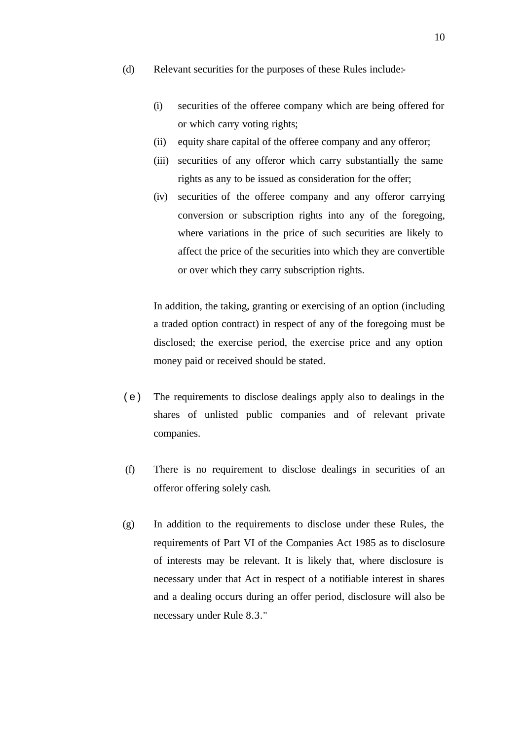(d) Relevant securities for the purposes of these Rules include:-

   (i) securities of the offeree company which are being offered for or which carry voting rights;
   (ii) equity share capital of the offeree company and any offeror;
   (iii) securities of any offeror which carry substantially the same rights as any to be issued as consideration for the offer;
   (iv) securities of the offeree company and any offeror carrying conversion or subscription rights into any of the foregoing, where variations in the price of such securities are likely to affect the price of the securities into which they are convertible or over which they carry subscription rights.

   In addition, the taking, granting or exercising of an option (including a traded option contract) in respect of any of the foregoing must be disclosed; the exercise period, the exercise price and any option money paid or received should be stated.

(e) The requirements to disclose dealings apply also to dealings in the shares of unlisted public companies and of relevant private companies.

(f) There is no requirement to disclose dealings in securities of an offeror offering solely cash.

(g) In addition to the requirements to disclose under these Rules, the requirements of Part VI of the Companies Act 1985 as to disclosure of interests may be relevant. It is likely that, where disclosure is necessary under that Act in respect of a notifiable interest in shares and a dealing occurs during an offer period, disclosure will also be necessary under Rule 8.3."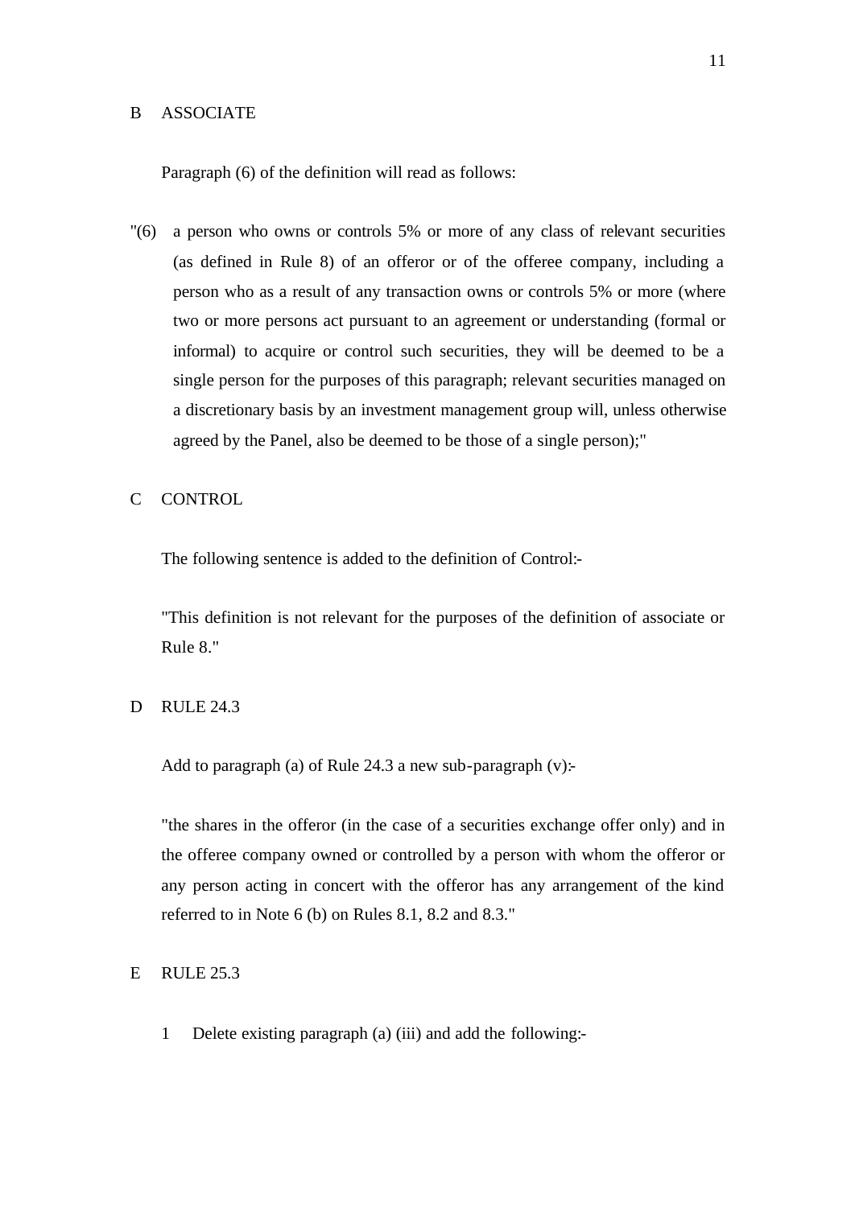## B ASSOCIATE

Paragraph (6) of the definition will read as follows:

"(6) a person who owns or controls 5% or more of any class of relevant securities (as defined in Rule 8) of an offeror or of the offeree company, including a person who as a result of any transaction owns or controls 5% or more (where two or more persons act pursuant to an agreement or understanding (formal or informal) to acquire or control such securities, they will be deemed to be a single person for the purposes of this paragraph; relevant securities managed on a discretionary basis by an investment management group will, unless otherwise agreed by the Panel, also be deemed to be those of a single person);"

## C CONTROL

The following sentence is added to the definition of Control:-

"This definition is not relevant for the purposes of the definition of associate or Rule 8."

## D RULE 24.3

Add to paragraph (a) of Rule 24.3 a new sub-paragraph (v):-

"the shares in the offeror (in the case of a securities exchange offer only) and in the offeree company owned or controlled by a person with whom the offeror or any person acting in concert with the offeror has any arrangement of the kind referred to in Note 6 (b) on Rules 8.1, 8.2 and 8.3."

## E RULE 25.3

1 Delete existing paragraph (a) (iii) and add the following:-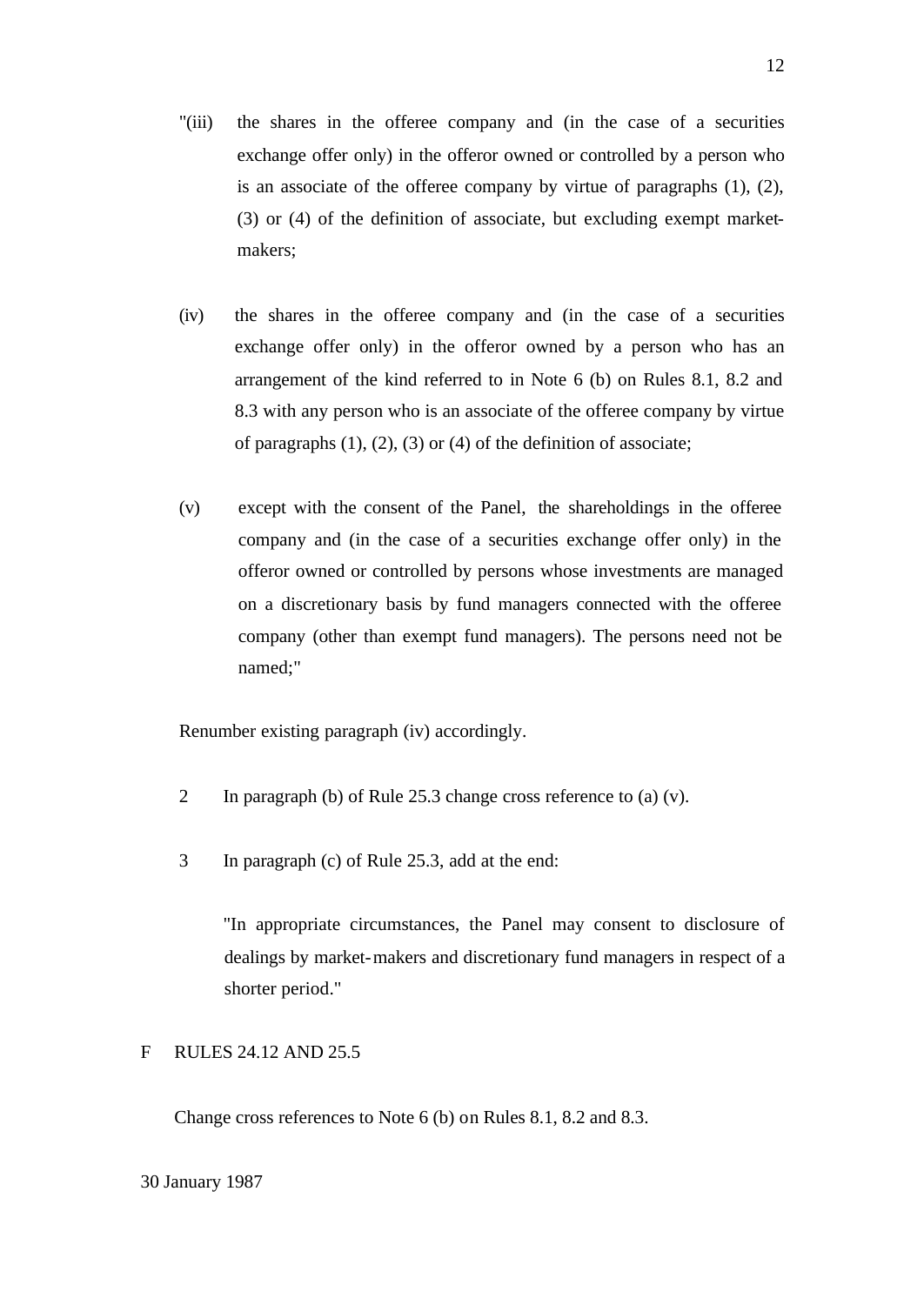"(iii) the shares in the offeree company and (in the case of a securities exchange offer only) in the offeror owned or controlled by a person who is an associate of the offeree company by virtue of paragraphs (1), (2), (3) or (4) of the definition of associate, but excluding exempt market-makers;

(iv) the shares in the offeree company and (in the case of a securities exchange offer only) in the offeror owned by a person who has an arrangement of the kind referred to in Note 6 (b) on Rules 8.1, 8.2 and 8.3 with any person who is an associate of the offeree company by virtue of paragraphs (1), (2), (3) or (4) of the definition of associate;

(v) except with the consent of the Panel, the shareholdings in the offeree company and (in the case of a securities exchange offer only) in the offeror owned or controlled by persons whose investments are managed on a discretionary basis by fund managers connected with the offeree company (other than exempt fund managers). The persons need not be named;"

Renumber existing paragraph (iv) accordingly.

2 In paragraph (b) of Rule 25.3 change cross reference to (a) (v).

3 In paragraph (c) of Rule 25.3, add at the end:

"In appropriate circumstances, the Panel may consent to disclosure of dealings by market-makers and discretionary fund managers in respect of a shorter period."

F RULES 24.12 AND 25.5

Change cross references to Note 6 (b) on Rules 8.1, 8.2 and 8.3.

30 January 1987